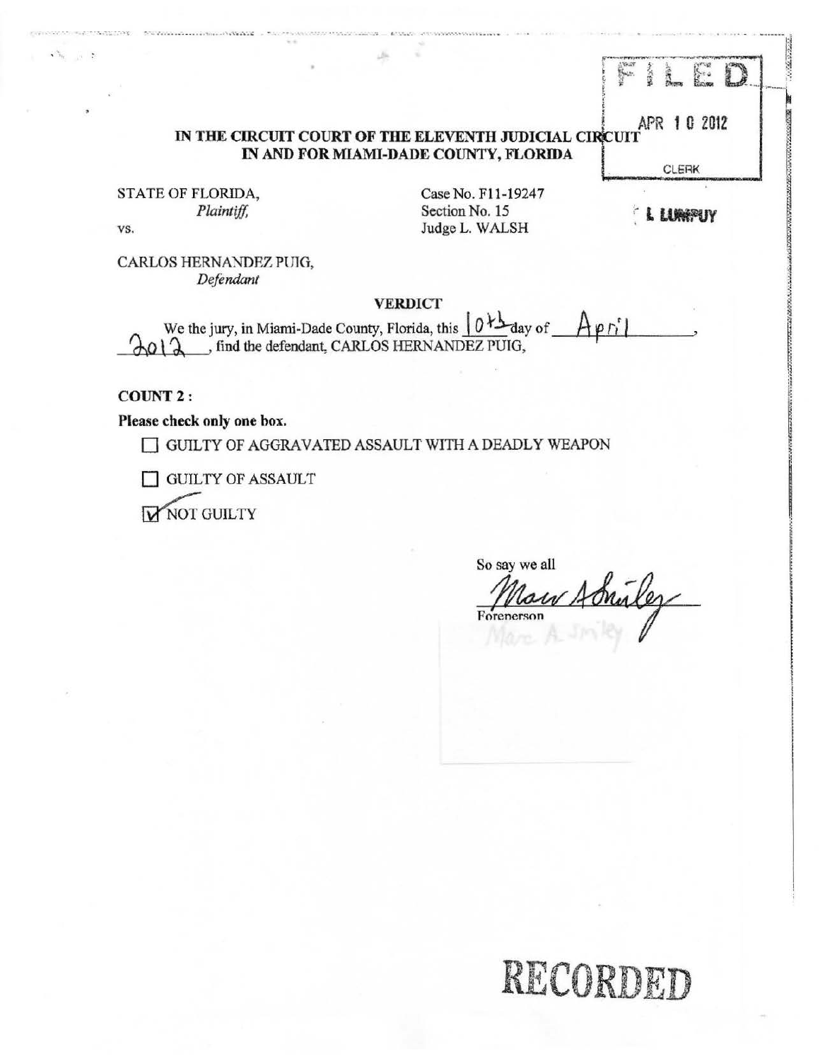FILED

APR 10 2012

CLERK

L LUMPUY

**IN THE CIRCUIT COURT OF THE ELEVENTH JUDICIAL CIRCUIT**
**IN AND FOR MIAMI-DADE COUNTY, FLORIDA**

STATE OF FLORIDA,
*Plaintiff,*

vs.

CARLOS HERNANDEZ PUIG,
*Defendant*

Case No. F11-19247
Section No. 15
Judge L. WALSH

**VERDICT**

We the jury, in Miami-Dade County, Florida, this 10th day of April, 2012, find the defendant, CARLOS HERNANDEZ PUIG,

**COUNT 2 :**

**Please check only one box.**

☐ GUILTY OF AGGRAVATED ASSAULT WITH A DEADLY WEAPON

☐ GUILTY OF ASSAULT

☑ NOT GUILTY

So say we all

Marc A Smiley
Foreperson

Marc A. Smiley

RECORDED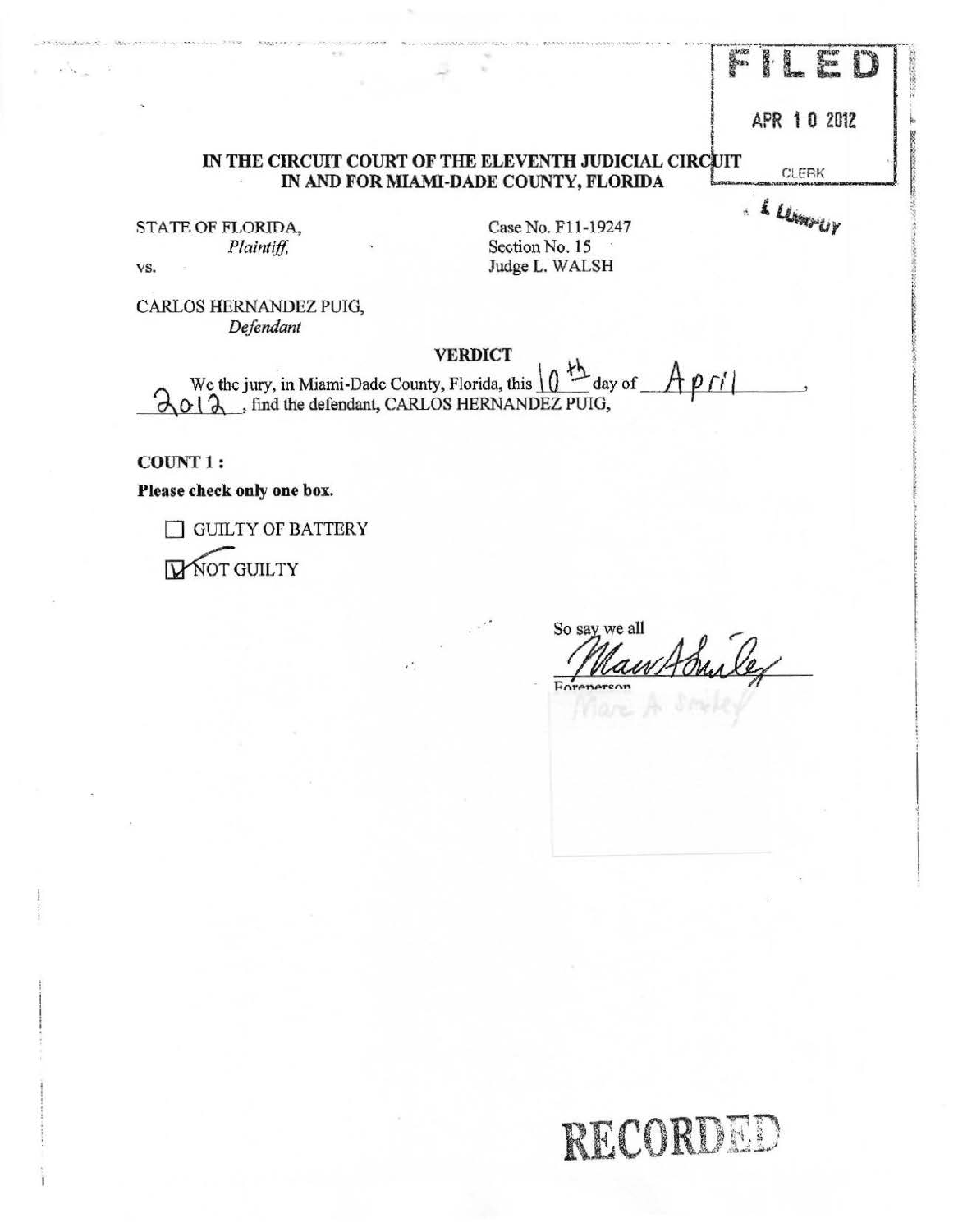FILED

APR 10 2012

CLERK

L. LLAMPUY

**IN THE CIRCUIT COURT OF THE ELEVENTH JUDICIAL CIRCUIT IN AND FOR MIAMI-DADE COUNTY, FLORIDA**

STATE OF FLORIDA,
*Plaintiff,*

vs.

CARLOS HERNANDEZ PUIG,
*Defendant*

Case No. F11-19247
Section No. 15
Judge L. WALSH

**VERDICT**

We the jury, in Miami-Dade County, Florida, this 10th day of April, 2012, find the defendant, CARLOS HERNANDEZ PUIG,

**COUNT 1 :**

**Please check only one box.**

- [ ] GUILTY OF BATTERY
- [x] NOT GUILTY

So say we all

Marc A Smiley

Foreperson

Marc A Smiley

RECORDED